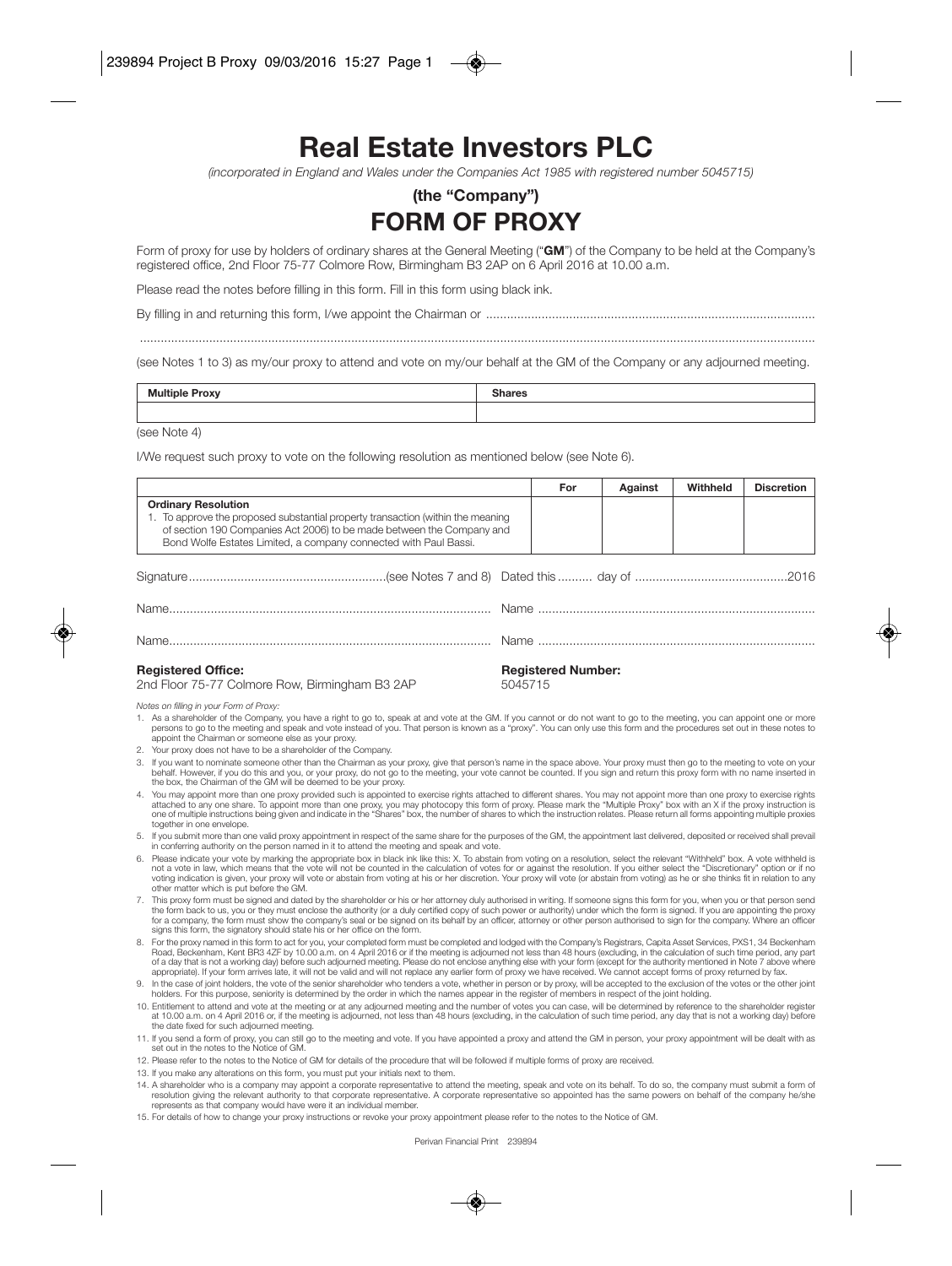# Real Estate Investors PLC

*(incorporated in England and Wales under the Companies Act 1985 with registered number 5045715)*

## (the "Company")

# FORM OF PROXY

Form of proxy for use by holders of ordinary shares at the General Meeting ("**GM**") of the Company to be held at the Company's registered office, 2nd Floor 75-77 Colmore Row, Birmingham B3 2AP on 6 April 2016 at 10.00 a.m.

Please read the notes before filling in this form. Fill in this form using black ink.

By filling in and returning this form, I/we appoint the Chairman or ..............................................................................................

..............................................................................................................................................................................................

(see Notes 1 to 3) as my/our proxy to attend and vote on my/our behalf at the GM of the Company or any adjourned meeting.

| Multiple Proxy | Shares |
|---|---|
| | |

(see Note 4)

I/We request such proxy to vote on the following resolution as mentioned below (see Note 6).

| | For | Against | Withheld | Discretion |
|---|---|---|---|---|
| **Ordinary Resolution**<br>1. To approve the proposed substantial property transaction (within the meaning of section 190 Companies Act 2006) to be made between the Company and Bond Wolfe Estates Limited, a company connected with Paul Bassi. | | | | |

Signature.........................................................(see Notes 7 and 8) Dated this .......... day of ...........................................2016

Name............................................................................................ Name ...............................................................................

Name............................................................................................ Name ...............................................................................

**Registered Office:**
2nd Floor 75-77 Colmore Row, Birmingham B3 2AP

**Registered Number:**
5045715

*Notes on filling in your Form of Proxy:*

1. As a shareholder of the Company, you have a right to go to, speak at and vote at the GM. If you cannot or do not want to go to the meeting, you can appoint one or more persons to go to the meeting and speak and vote instead of you. That person is known as a "proxy". You can only use this form and the procedures set out in these notes to appoint the Chairman or someone else as your proxy.
2. Your proxy does not have to be a shareholder of the Company.
3. If you want to nominate someone other than the Chairman as your proxy, give that person's name in the space above. Your proxy must then go to the meeting to vote on your behalf. However, if you do this and you, or your proxy, do not go to the meeting, your vote cannot be counted. If you sign and return this proxy form with no name inserted in the box, the Chairman of the GM will be deemed to be your proxy.
4. You may appoint more than one proxy provided such is appointed to exercise rights attached to different shares. You may not appoint more than one proxy to exercise rights attached to any one share. To appoint more than one proxy, you may photocopy this form of proxy. Please mark the "Multiple Proxy" box with an X if the proxy instruction is one of multiple instructions being given and indicate in the "Shares" box, the number of shares to which the instruction relates. Please return all forms appointing multiple proxies together in one envelope.
5. If you submit more than one valid proxy appointment in respect of the same share for the purposes of the GM, the appointment last delivered, deposited or received shall prevail in conferring authority on the person named in it to attend the meeting and speak and vote.
6. Please indicate your vote by marking the appropriate box in black ink like this: X. To abstain from voting on a resolution, select the relevant "Withheld" box. A vote withheld is not a vote in law, which means that the vote will not be counted in the calculation of votes for or against the resolution. If you either select the "Discretionary" option or if no voting indication is given, your proxy will vote or abstain from voting at his or her discretion. Your proxy will vote (or abstain from voting) as he or she thinks fit in relation to any other matter which is put before the GM.
7. This proxy form must be signed and dated by the shareholder or his or her attorney duly authorised in writing. If someone signs this form for you, when you or that person send the form back to us, you or they must enclose the authority (or a duly certified copy of such power or authority) under which the form is signed. If you are appointing the proxy for a company, the form must show the company's seal or be signed on its behalf by an officer, attorney or other person authorised to sign for the company. Where an officer signs this form, the signatory should state his or her office on the form.
8. For the proxy named in this form to act for you, your completed form must be completed and lodged with the Company's Registrars, Capita Asset Services, PXS1, 34 Beckenham Road, Beckenham, Kent BR3 4ZF by 10.00 a.m. on 4 April 2016 or if the meeting is adjourned not less than 48 hours (excluding, in the calculation of such time period, any part of a day that is not a working day) before such adjourned meeting. Please do not enclose anything else with your form (except for the authority mentioned in Note 7 above where appropriate). If your form arrives late, it will not be valid and will not replace any earlier form of proxy we have received. We cannot accept forms of proxy returned by fax.
9. In the case of joint holders, the vote of the senior shareholder who tenders a vote, whether in person or by proxy, will be accepted to the exclusion of the votes or the other joint holders. For this purpose, seniority is determined by the order in which the names appear in the register of members in respect of the joint holding.
10. Entitlement to attend and vote at the meeting or at any adjourned meeting and the number of votes you can cast, will be determined by reference to the shareholder register at 10.00 a.m. on 4 April 2016 or, if the meeting is adjourned, not less than 48 hours (excluding, in the calculation of such time period, any day that is not a working day) before the date fixed for such adjourned meeting.
11. If you send a form of proxy, you can still go to the meeting and vote. If you have appointed a proxy and attend the GM in person, your proxy appointment will be dealt with as set out in the notes to the Notice of GM.
12. Please refer to the notes to the Notice of GM for details of the procedure that will be followed if multiple forms of proxy are received.
13. If you make any alterations on this form, you must put your initials next to them.
14. A shareholder who is a company may appoint a corporate representative to attend the meeting, speak and vote on its behalf. To do so, the company must submit a form of resolution giving the relevant authority to that corporate representative. A corporate representative so appointed has the same powers on behalf of the company he/she represents as that company would have were it an individual member.
15. For details of how to change your proxy instructions or revoke your proxy appointment please refer to the notes to the Notice of GM.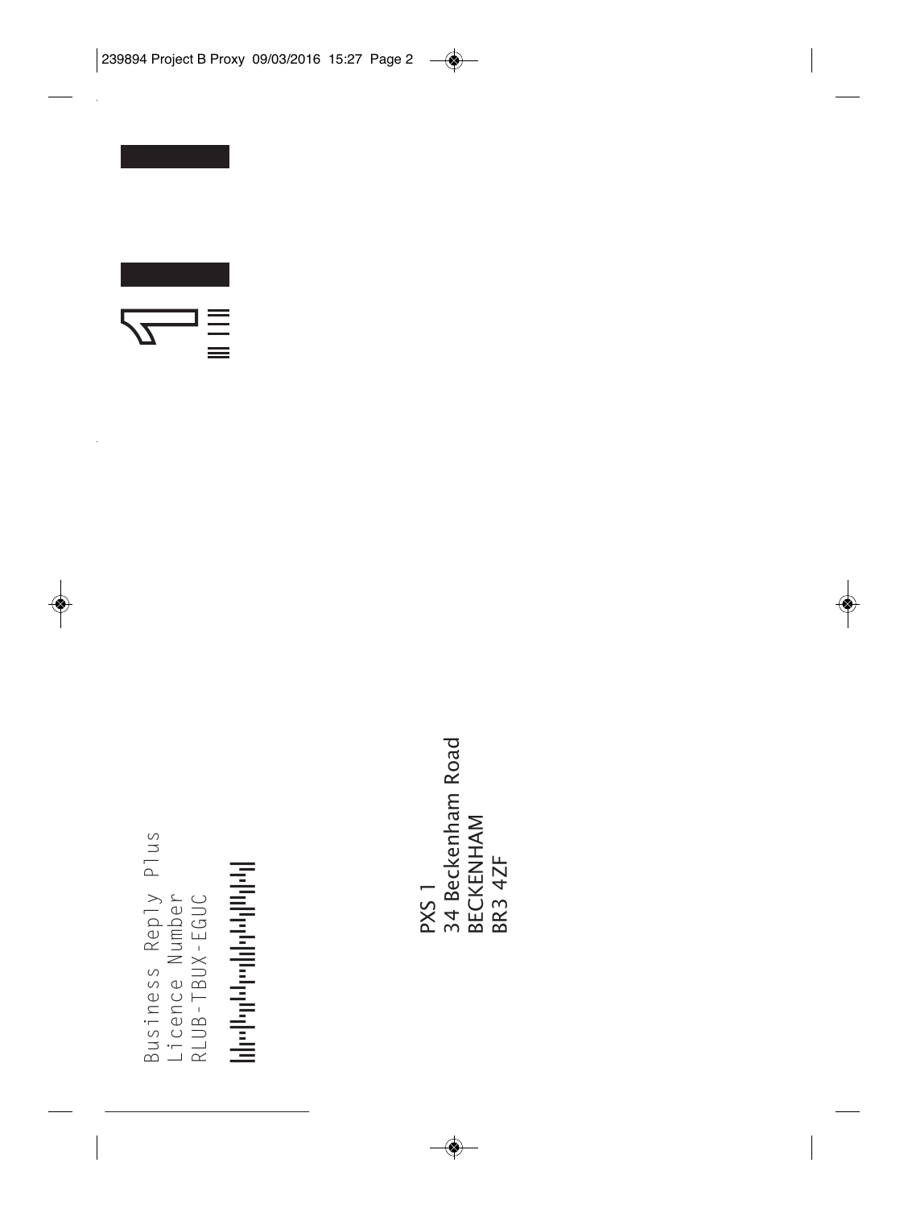Business Reply Plus
Licence Number
RLUB-TBUX-EGUC

PXS 1
34 Beckenham Road
BECKENHAM
BR3 4ZF